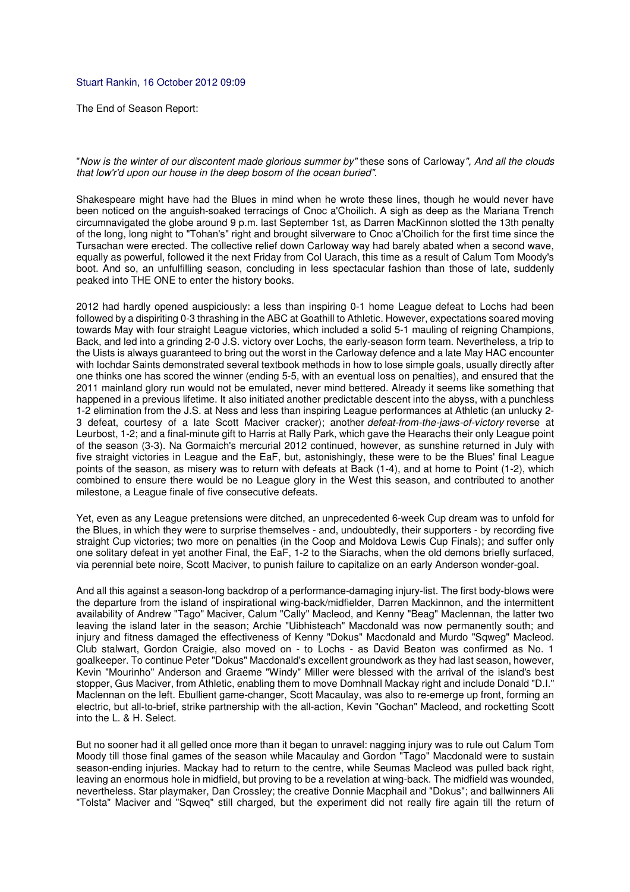Stuart Rankin, 16 October 2012 09:09

The End of Season Report:

"*Now is the winter of our discontent made glorious summer by"* these sons of Carloway*", And all the clouds that low'r'd upon our house in the deep bosom of the ocean buried"*.

Shakespeare might have had the Blues in mind when he wrote these lines, though he would never have been noticed on the anguish-soaked terracings of Cnoc a'Choilich. A sigh as deep as the Mariana Trench circumnavigated the globe around 9 p.m. last September 1st, as Darren MacKinnon slotted the 13th penalty of the long, long night to "Tohan's" right and brought silverware to Cnoc a'Choilich for the first time since the Tursachan were erected. The collective relief down Carloway way had barely abated when a second wave, equally as powerful, followed it the next Friday from Col Uarach, this time as a result of Calum Tom Moody's boot. And so, an unfulfilling season, concluding in less spectacular fashion than those of late, suddenly peaked into THE ONE to enter the history books.

2012 had hardly opened auspiciously: a less than inspiring 0-1 home League defeat to Lochs had been followed by a dispiriting 0-3 thrashing in the ABC at Goathill to Athletic. However, expectations soared moving towards May with four straight League victories, which included a solid 5-1 mauling of reigning Champions, Back, and led into a grinding 2-0 J.S. victory over Lochs, the early-season form team. Nevertheless, a trip to the Uists is always guaranteed to bring out the worst in the Carloway defence and a late May HAC encounter with Iochdar Saints demonstrated several textbook methods in how to lose simple goals, usually directly after one thinks one has scored the winner (ending 5-5, with an eventual loss on penalties), and ensured that the 2011 mainland glory run would not be emulated, never mind bettered. Already it seems like something that happened in a previous lifetime. It also initiated another predictable descent into the abyss, with a punchless 1-2 elimination from the J.S. at Ness and less than inspiring League performances at Athletic (an unlucky 2-3 defeat, courtesy of a late Scott Maciver cracker); another *defeat-from-the-jaws-of-victory* reverse at Leurbost, 1-2; and a final-minute gift to Harris at Rally Park, which gave the Hearachs their only League point of the season (3-3). Na Gormaich's mercurial 2012 continued, however, as sunshine returned in July with five straight victories in League and the EaF, but, astonishingly, these were to be the Blues' final League points of the season, as misery was to return with defeats at Back (1-4), and at home to Point (1-2), which combined to ensure there would be no League glory in the West this season, and contributed to another milestone, a League finale of five consecutive defeats.

Yet, even as any League pretensions were ditched, an unprecedented 6-week Cup dream was to unfold for the Blues, in which they were to surprise themselves - and, undoubtedly, their supporters - by recording five straight Cup victories; two more on penalties (in the Coop and Moldova Lewis Cup Finals); and suffer only one solitary defeat in yet another Final, the EaF, 1-2 to the Siarachs, when the old demons briefly surfaced, via perennial bete noire, Scott Maciver, to punish failure to capitalize on an early Anderson wonder-goal.

And all this against a season-long backdrop of a performance-damaging injury-list. The first body-blows were the departure from the island of inspirational wing-back/midfielder, Darren Mackinnon, and the intermittent availability of Andrew "Tago" Maciver, Calum "Cally" Macleod, and Kenny "Beag" Maclennan, the latter two leaving the island later in the season; Archie "Uibhisteach" Macdonald was now permanently south; and injury and fitness damaged the effectiveness of Kenny "Dokus" Macdonald and Murdo "Sqweg" Macleod. Club stalwart, Gordon Craigie, also moved on - to Lochs - as David Beaton was confirmed as No. 1 goalkeeper. To continue Peter "Dokus" Macdonald's excellent groundwork as they had last season, however, Kevin "Mourinho" Anderson and Graeme "Windy" Miller were blessed with the arrival of the island's best stopper, Gus Maciver, from Athletic, enabling them to move Domhnall Mackay right and include Donald "D.I." Maclennan on the left. Ebullient game-changer, Scott Macaulay, was also to re-emerge up front, forming an electric, but all-to-brief, strike partnership with the all-action, Kevin "Gochan" Macleod, and rocketting Scott into the L. & H. Select.

But no sooner had it all gelled once more than it began to unravel: nagging injury was to rule out Calum Tom Moody till those final games of the season while Macaulay and Gordon "Tago" Macdonald were to sustain season-ending injuries. Mackay had to return to the centre, while Seumas Macleod was pulled back right, leaving an enormous hole in midfield, but proving to be a revelation at wing-back. The midfield was wounded, nevertheless. Star playmaker, Dan Crossley; the creative Donnie Macphail and "Dokus"; and ballwinners Ali "Tolsta" Maciver and "Sqweq" still charged, but the experiment did not really fire again till the return of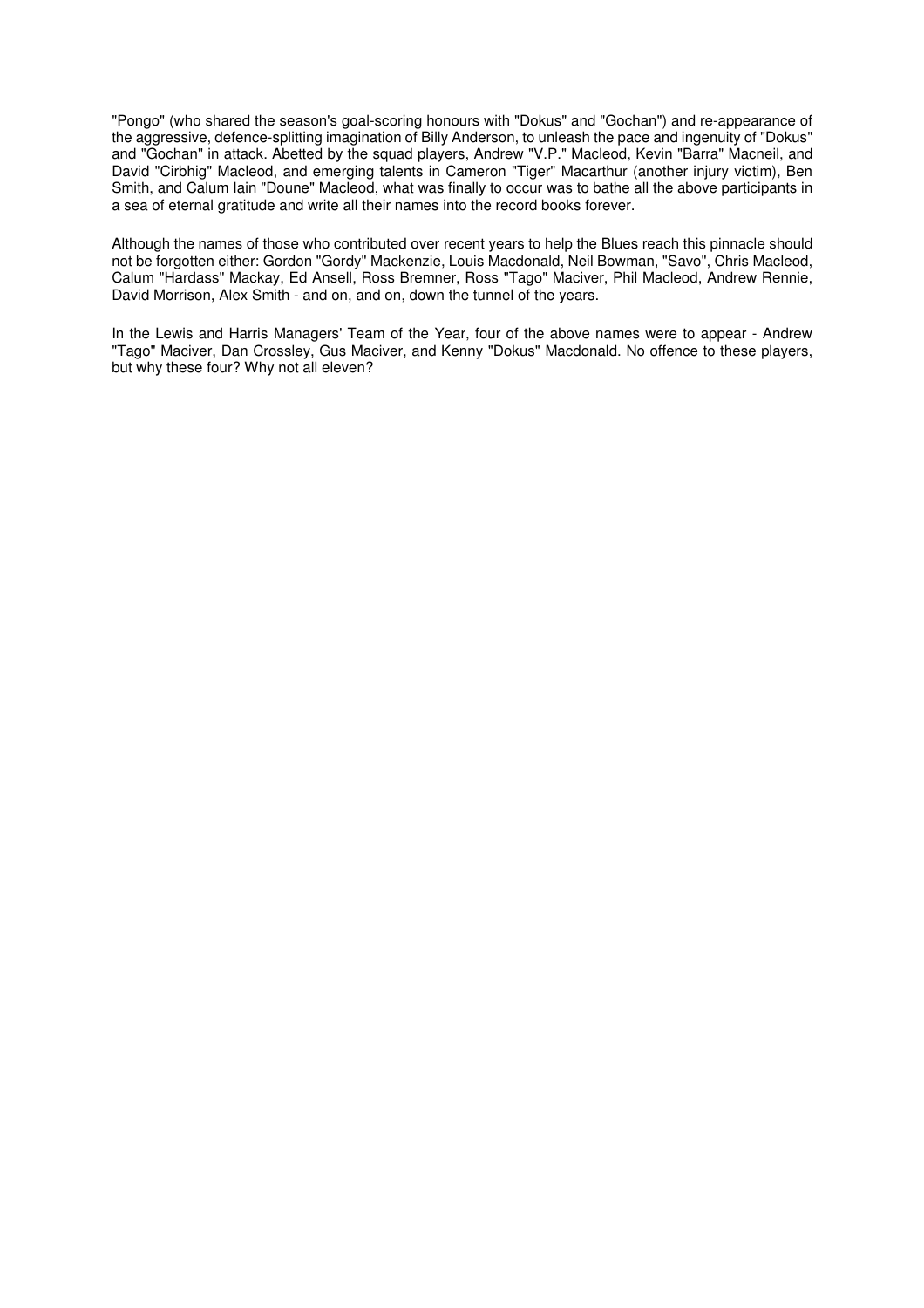"Pongo" (who shared the season's goal-scoring honours with "Dokus" and "Gochan") and re-appearance of the aggressive, defence-splitting imagination of Billy Anderson, to unleash the pace and ingenuity of "Dokus" and "Gochan" in attack. Abetted by the squad players, Andrew "V.P." Macleod, Kevin "Barra" Macneil, and David "Cirbhig" Macleod, and emerging talents in Cameron "Tiger" Macarthur (another injury victim), Ben Smith, and Calum Iain "Doune" Macleod, what was finally to occur was to bathe all the above participants in a sea of eternal gratitude and write all their names into the record books forever.

Although the names of those who contributed over recent years to help the Blues reach this pinnacle should not be forgotten either: Gordon "Gordy" Mackenzie, Louis Macdonald, Neil Bowman, "Savo", Chris Macleod, Calum "Hardass" Mackay, Ed Ansell, Ross Bremner, Ross "Tago" Maciver, Phil Macleod, Andrew Rennie, David Morrison, Alex Smith - and on, and on, down the tunnel of the years.

In the Lewis and Harris Managers' Team of the Year, four of the above names were to appear - Andrew "Tago" Maciver, Dan Crossley, Gus Maciver, and Kenny "Dokus" Macdonald. No offence to these players, but why these four? Why not all eleven?